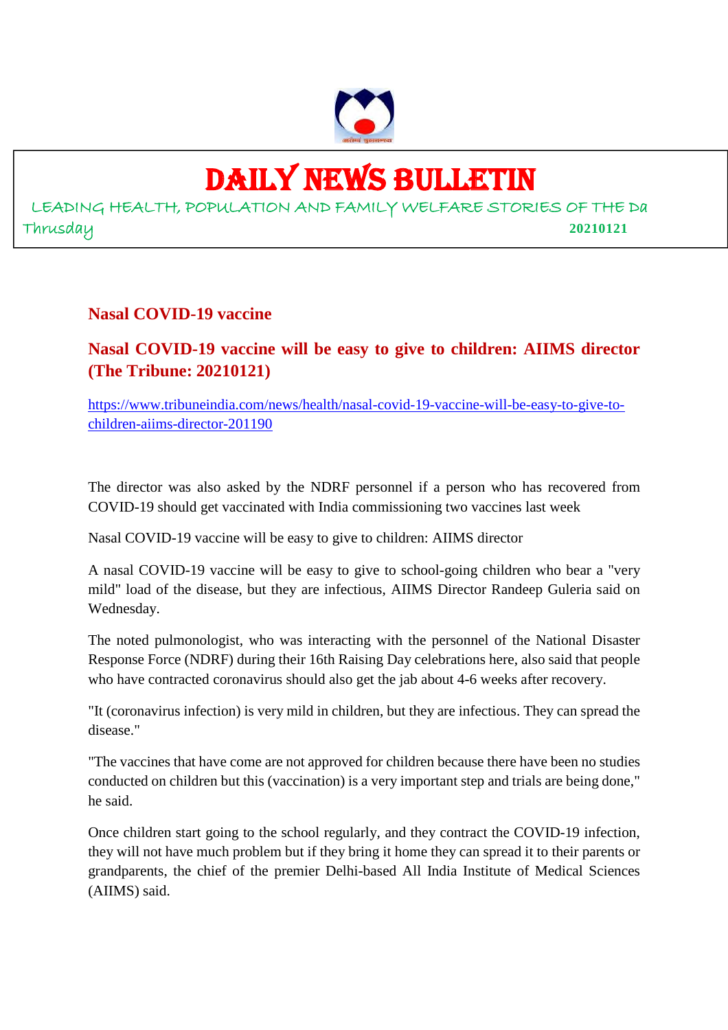# DAILY NEWS BULLETIN

LEADING HEALTH, POPULATION AND FAMILY WELFARE STORIES OF THE Da

Thrusday 20210121

## Nasal COVID-19 vaccine

## Nasal COVID-19 vaccine will be easy to give to children: AIIMS director (The Tribune: 20210121)

https://www.tribuneindia.com/news/health/nasal-covid-19-vaccine-will-be-easy-to-give-to-children-aiims-director-201190

The director was also asked by the NDRF personnel if a person who has recovered from COVID-19 should get vaccinated with India commissioning two vaccines last week

Nasal COVID-19 vaccine will be easy to give to children: AIIMS director

A nasal COVID-19 vaccine will be easy to give to school-going children who bear a "very mild" load of the disease, but they are infectious, AIIMS Director Randeep Guleria said on Wednesday.

The noted pulmonologist, who was interacting with the personnel of the National Disaster Response Force (NDRF) during their 16th Raising Day celebrations here, also said that people who have contracted coronavirus should also get the jab about 4-6 weeks after recovery.

"It (coronavirus infection) is very mild in children, but they are infectious. They can spread the disease."

"The vaccines that have come are not approved for children because there have been no studies conducted on children but this (vaccination) is a very important step and trials are being done," he said.

Once children start going to the school regularly, and they contract the COVID-19 infection, they will not have much problem but if they bring it home they can spread it to their parents or grandparents, the chief of the premier Delhi-based All India Institute of Medical Sciences (AIIMS) said.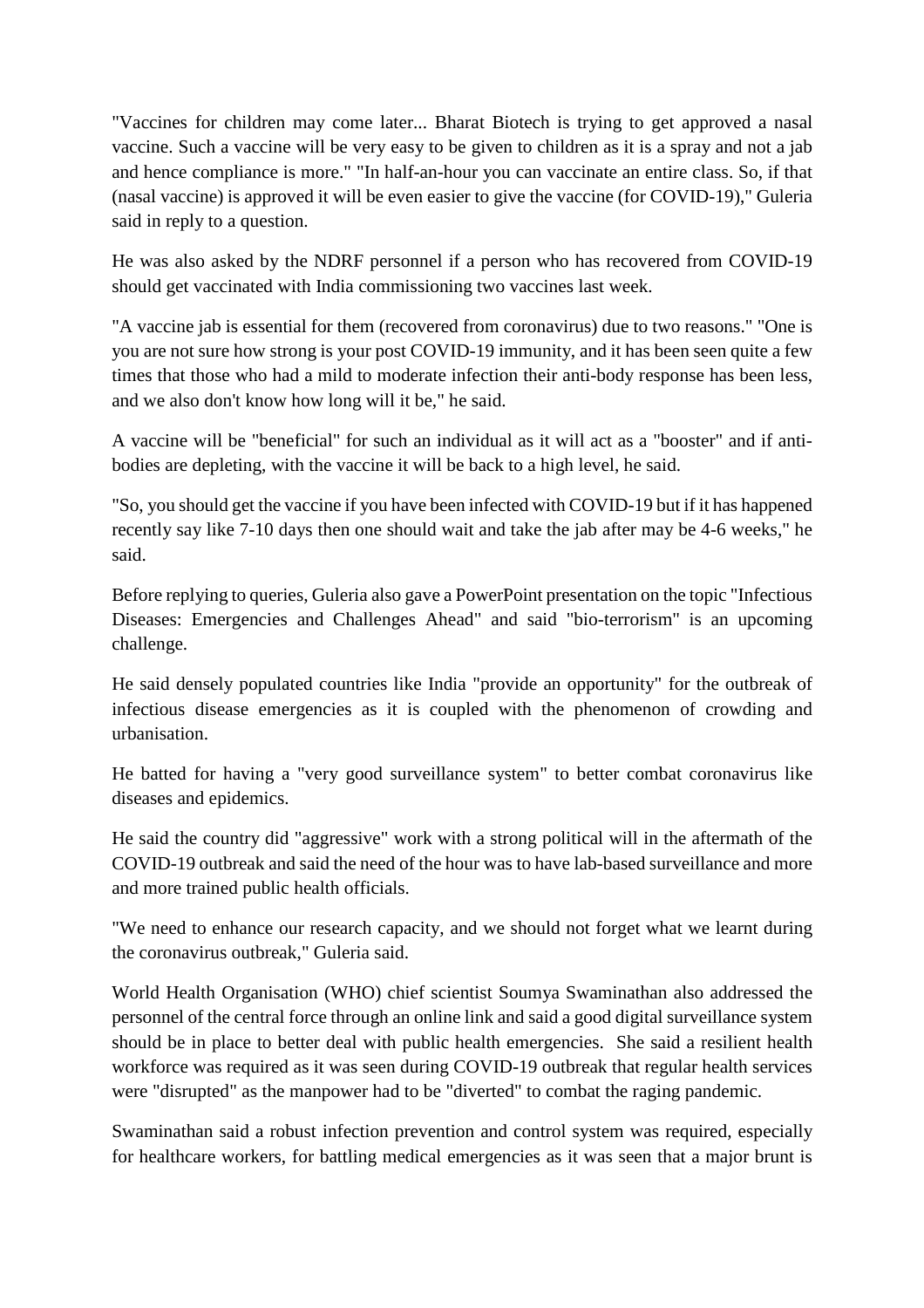"Vaccines for children may come later... Bharat Biotech is trying to get approved a nasal vaccine. Such a vaccine will be very easy to be given to children as it is a spray and not a jab and hence compliance is more." "In half-an-hour you can vaccinate an entire class. So, if that (nasal vaccine) is approved it will be even easier to give the vaccine (for COVID-19)," Guleria said in reply to a question.

He was also asked by the NDRF personnel if a person who has recovered from COVID-19 should get vaccinated with India commissioning two vaccines last week.

"A vaccine jab is essential for them (recovered from coronavirus) due to two reasons." "One is you are not sure how strong is your post COVID-19 immunity, and it has been seen quite a few times that those who had a mild to moderate infection their anti-body response has been less, and we also don't know how long will it be," he said.

A vaccine will be "beneficial" for such an individual as it will act as a "booster" and if anti-bodies are depleting, with the vaccine it will be back to a high level, he said.

"So, you should get the vaccine if you have been infected with COVID-19 but if it has happened recently say like 7-10 days then one should wait and take the jab after may be 4-6 weeks," he said.

Before replying to queries, Guleria also gave a PowerPoint presentation on the topic "Infectious Diseases: Emergencies and Challenges Ahead" and said "bio-terrorism" is an upcoming challenge.

He said densely populated countries like India "provide an opportunity" for the outbreak of infectious disease emergencies as it is coupled with the phenomenon of crowding and urbanisation.

He batted for having a "very good surveillance system" to better combat coronavirus like diseases and epidemics.

He said the country did "aggressive" work with a strong political will in the aftermath of the COVID-19 outbreak and said the need of the hour was to have lab-based surveillance and more and more trained public health officials.

"We need to enhance our research capacity, and we should not forget what we learnt during the coronavirus outbreak," Guleria said.

World Health Organisation (WHO) chief scientist Soumya Swaminathan also addressed the personnel of the central force through an online link and said a good digital surveillance system should be in place to better deal with public health emergencies. She said a resilient health workforce was required as it was seen during COVID-19 outbreak that regular health services were "disrupted" as the manpower had to be "diverted" to combat the raging pandemic.

Swaminathan said a robust infection prevention and control system was required, especially for healthcare workers, for battling medical emergencies as it was seen that a major brunt is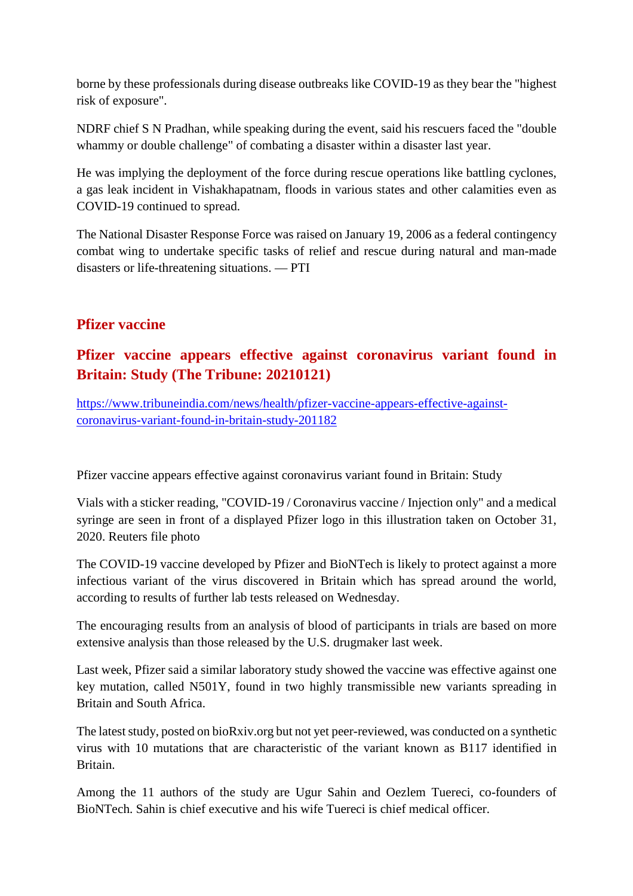borne by these professionals during disease outbreaks like COVID-19 as they bear the "highest risk of exposure".

NDRF chief S N Pradhan, while speaking during the event, said his rescuers faced the "double whammy or double challenge" of combating a disaster within a disaster last year.

He was implying the deployment of the force during rescue operations like battling cyclones, a gas leak incident in Vishakhapatnam, floods in various states and other calamities even as COVID-19 continued to spread.

The National Disaster Response Force was raised on January 19, 2006 as a federal contingency combat wing to undertake specific tasks of relief and rescue during natural and man-made disasters or life-threatening situations. — PTI

## Pfizer vaccine

### Pfizer vaccine appears effective against coronavirus variant found in Britain: Study (The Tribune: 20210121)

https://www.tribuneindia.com/news/health/pfizer-vaccine-appears-effective-against-coronavirus-variant-found-in-britain-study-201182

Pfizer vaccine appears effective against coronavirus variant found in Britain: Study

Vials with a sticker reading, "COVID-19 / Coronavirus vaccine / Injection only" and a medical syringe are seen in front of a displayed Pfizer logo in this illustration taken on October 31, 2020. Reuters file photo

The COVID-19 vaccine developed by Pfizer and BioNTech is likely to protect against a more infectious variant of the virus discovered in Britain which has spread around the world, according to results of further lab tests released on Wednesday.

The encouraging results from an analysis of blood of participants in trials are based on more extensive analysis than those released by the U.S. drugmaker last week.

Last week, Pfizer said a similar laboratory study showed the vaccine was effective against one key mutation, called N501Y, found in two highly transmissible new variants spreading in Britain and South Africa.

The latest study, posted on bioRxiv.org but not yet peer-reviewed, was conducted on a synthetic virus with 10 mutations that are characteristic of the variant known as B117 identified in Britain.

Among the 11 authors of the study are Ugur Sahin and Oezlem Tuereci, co-founders of BioNTech. Sahin is chief executive and his wife Tuereci is chief medical officer.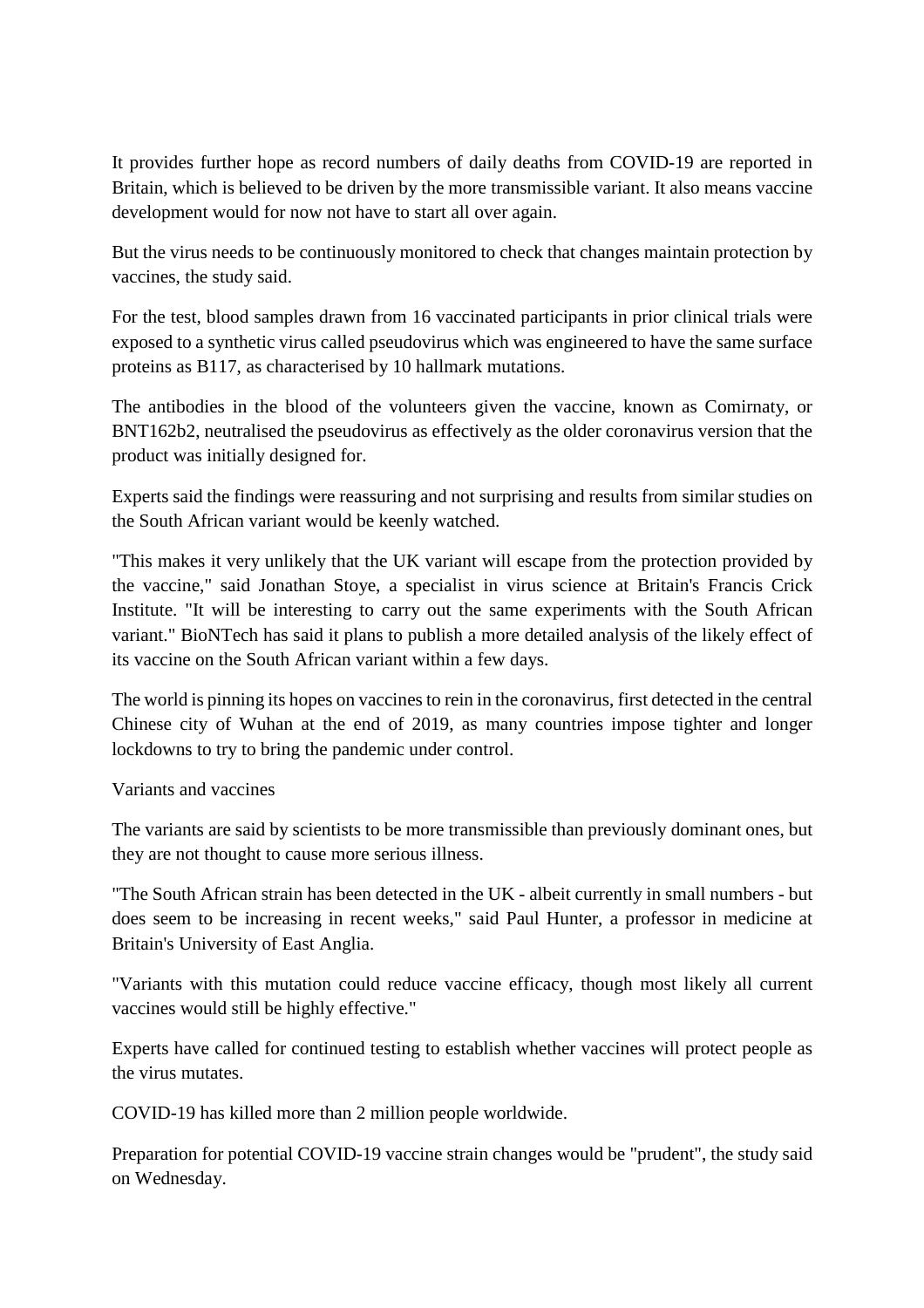It provides further hope as record numbers of daily deaths from COVID-19 are reported in Britain, which is believed to be driven by the more transmissible variant. It also means vaccine development would for now not have to start all over again.

But the virus needs to be continuously monitored to check that changes maintain protection by vaccines, the study said.

For the test, blood samples drawn from 16 vaccinated participants in prior clinical trials were exposed to a synthetic virus called pseudovirus which was engineered to have the same surface proteins as B117, as characterised by 10 hallmark mutations.

The antibodies in the blood of the volunteers given the vaccine, known as Comirnaty, or BNT162b2, neutralised the pseudovirus as effectively as the older coronavirus version that the product was initially designed for.

Experts said the findings were reassuring and not surprising and results from similar studies on the South African variant would be keenly watched.

"This makes it very unlikely that the UK variant will escape from the protection provided by the vaccine," said Jonathan Stoye, a specialist in virus science at Britain's Francis Crick Institute. "It will be interesting to carry out the same experiments with the South African variant." BioNTech has said it plans to publish a more detailed analysis of the likely effect of its vaccine on the South African variant within a few days.

The world is pinning its hopes on vaccines to rein in the coronavirus, first detected in the central Chinese city of Wuhan at the end of 2019, as many countries impose tighter and longer lockdowns to try to bring the pandemic under control.

Variants and vaccines

The variants are said by scientists to be more transmissible than previously dominant ones, but they are not thought to cause more serious illness.

"The South African strain has been detected in the UK - albeit currently in small numbers - but does seem to be increasing in recent weeks," said Paul Hunter, a professor in medicine at Britain's University of East Anglia.

"Variants with this mutation could reduce vaccine efficacy, though most likely all current vaccines would still be highly effective."

Experts have called for continued testing to establish whether vaccines will protect people as the virus mutates.

COVID-19 has killed more than 2 million people worldwide.

Preparation for potential COVID-19 vaccine strain changes would be "prudent", the study said on Wednesday.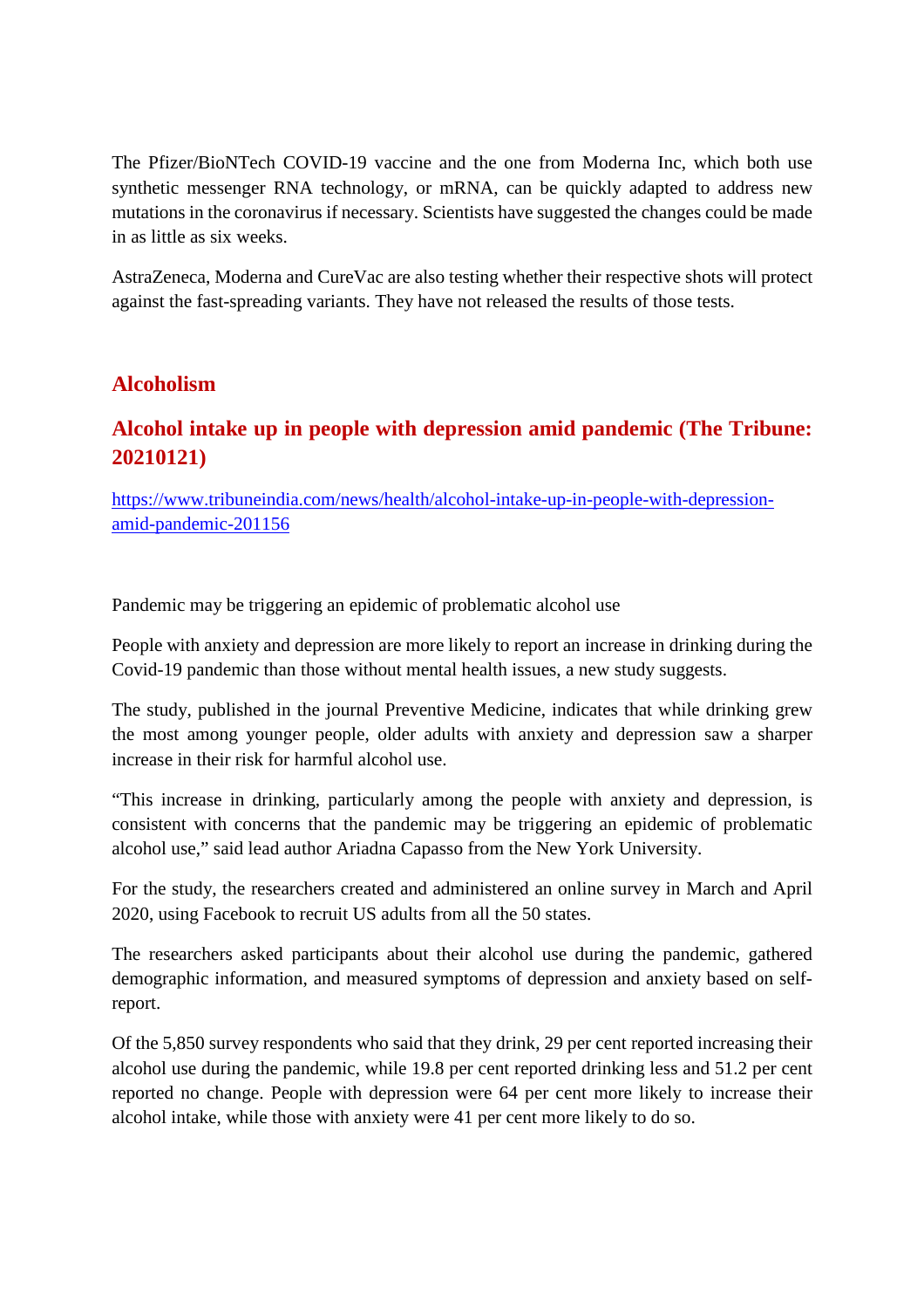The Pfizer/BioNTech COVID-19 vaccine and the one from Moderna Inc, which both use synthetic messenger RNA technology, or mRNA, can be quickly adapted to address new mutations in the coronavirus if necessary. Scientists have suggested the changes could be made in as little as six weeks.

AstraZeneca, Moderna and CureVac are also testing whether their respective shots will protect against the fast-spreading variants. They have not released the results of those tests.

## Alcoholism

### Alcohol intake up in people with depression amid pandemic (The Tribune: 20210121)

https://www.tribuneindia.com/news/health/alcohol-intake-up-in-people-with-depression-amid-pandemic-201156

Pandemic may be triggering an epidemic of problematic alcohol use

People with anxiety and depression are more likely to report an increase in drinking during the Covid-19 pandemic than those without mental health issues, a new study suggests.

The study, published in the journal Preventive Medicine, indicates that while drinking grew the most among younger people, older adults with anxiety and depression saw a sharper increase in their risk for harmful alcohol use.

"This increase in drinking, particularly among the people with anxiety and depression, is consistent with concerns that the pandemic may be triggering an epidemic of problematic alcohol use," said lead author Ariadna Capasso from the New York University.

For the study, the researchers created and administered an online survey in March and April 2020, using Facebook to recruit US adults from all the 50 states.

The researchers asked participants about their alcohol use during the pandemic, gathered demographic information, and measured symptoms of depression and anxiety based on self-report.

Of the 5,850 survey respondents who said that they drink, 29 per cent reported increasing their alcohol use during the pandemic, while 19.8 per cent reported drinking less and 51.2 per cent reported no change. People with depression were 64 per cent more likely to increase their alcohol intake, while those with anxiety were 41 per cent more likely to do so.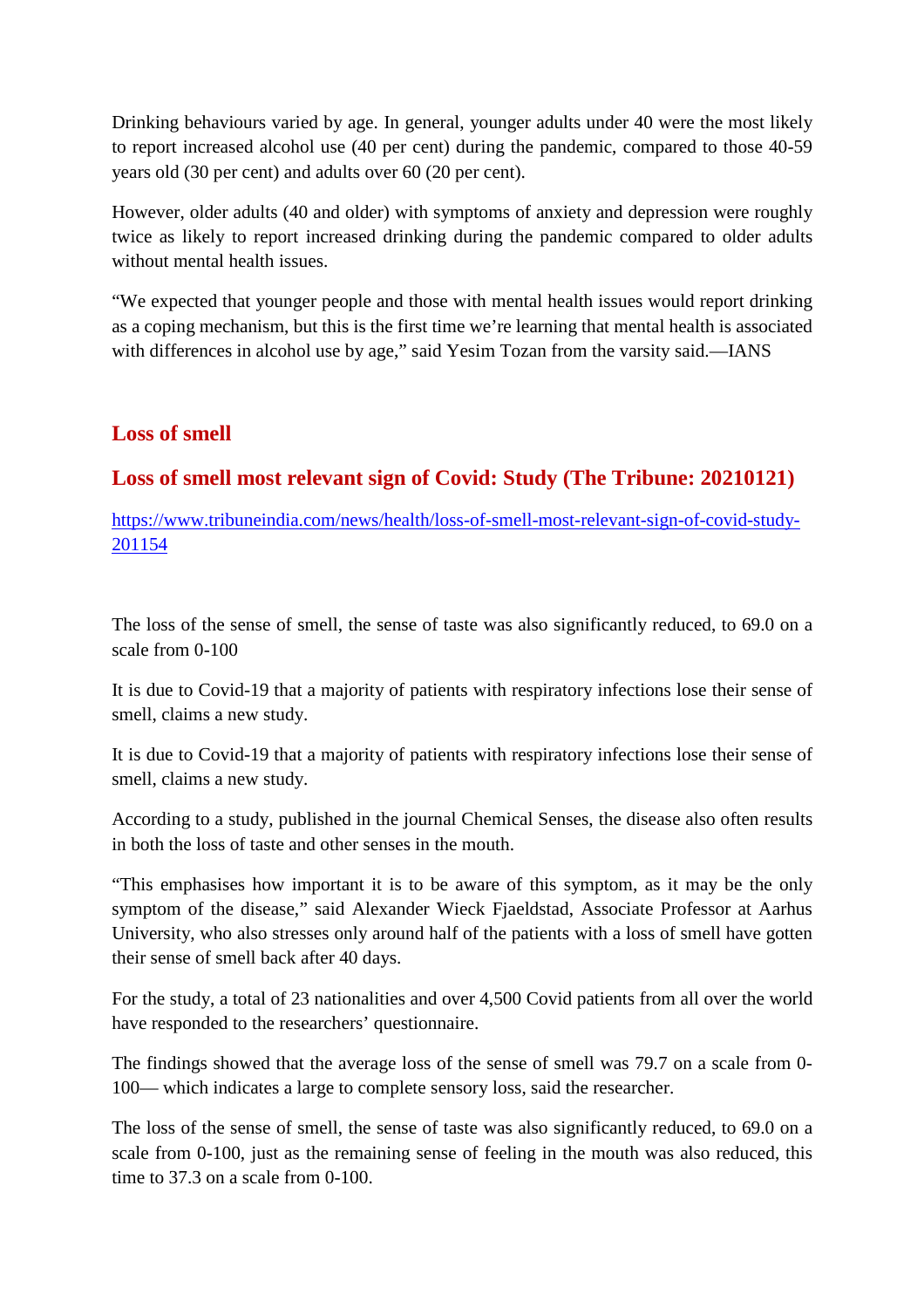Drinking behaviours varied by age. In general, younger adults under 40 were the most likely to report increased alcohol use (40 per cent) during the pandemic, compared to those 40-59 years old (30 per cent) and adults over 60 (20 per cent).

However, older adults (40 and older) with symptoms of anxiety and depression were roughly twice as likely to report increased drinking during the pandemic compared to older adults without mental health issues.

"We expected that younger people and those with mental health issues would report drinking as a coping mechanism, but this is the first time we're learning that mental health is associated with differences in alcohol use by age," said Yesim Tozan from the varsity said.—IANS

## Loss of smell

## Loss of smell most relevant sign of Covid: Study (The Tribune: 20210121)

https://www.tribuneindia.com/news/health/loss-of-smell-most-relevant-sign-of-covid-study-201154

The loss of the sense of smell, the sense of taste was also significantly reduced, to 69.0 on a scale from 0-100

It is due to Covid-19 that a majority of patients with respiratory infections lose their sense of smell, claims a new study.

It is due to Covid-19 that a majority of patients with respiratory infections lose their sense of smell, claims a new study.

According to a study, published in the journal Chemical Senses, the disease also often results in both the loss of taste and other senses in the mouth.

"This emphasises how important it is to be aware of this symptom, as it may be the only symptom of the disease," said Alexander Wieck Fjaeldstad, Associate Professor at Aarhus University, who also stresses only around half of the patients with a loss of smell have gotten their sense of smell back after 40 days.

For the study, a total of 23 nationalities and over 4,500 Covid patients from all over the world have responded to the researchers' questionnaire.

The findings showed that the average loss of the sense of smell was 79.7 on a scale from 0-100— which indicates a large to complete sensory loss, said the researcher.

The loss of the sense of smell, the sense of taste was also significantly reduced, to 69.0 on a scale from 0-100, just as the remaining sense of feeling in the mouth was also reduced, this time to 37.3 on a scale from 0-100.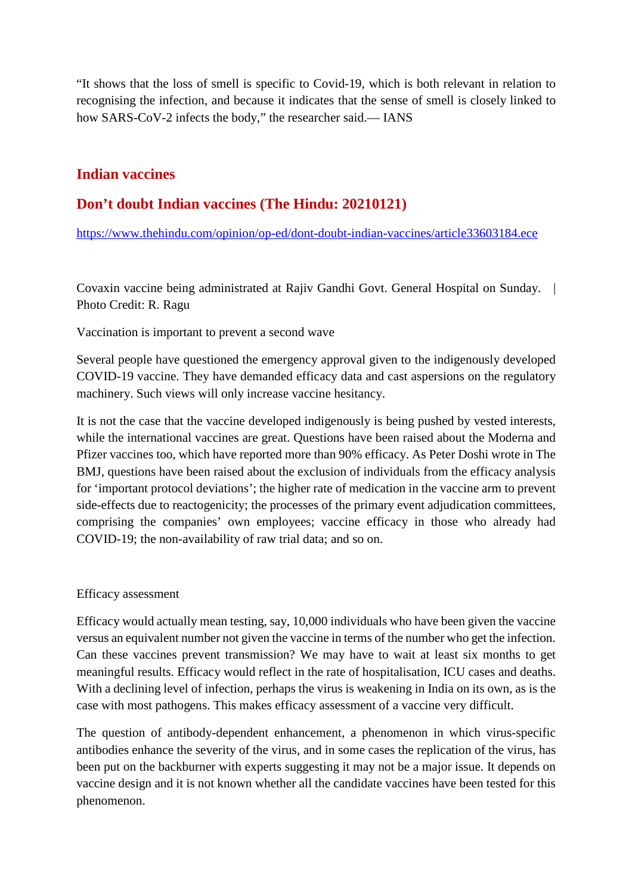"It shows that the loss of smell is specific to Covid-19, which is both relevant in relation to recognising the infection, and because it indicates that the sense of smell is closely linked to how SARS-CoV-2 infects the body," the researcher said.— IANS

## Indian vaccines

## Don't doubt Indian vaccines (The Hindu: 20210121)

https://www.thehindu.com/opinion/op-ed/dont-doubt-indian-vaccines/article33603184.ece

Covaxin vaccine being administrated at Rajiv Gandhi Govt. General Hospital on Sunday. | Photo Credit: R. Ragu

Vaccination is important to prevent a second wave

Several people have questioned the emergency approval given to the indigenously developed COVID-19 vaccine. They have demanded efficacy data and cast aspersions on the regulatory machinery. Such views will only increase vaccine hesitancy.

It is not the case that the vaccine developed indigenously is being pushed by vested interests, while the international vaccines are great. Questions have been raised about the Moderna and Pfizer vaccines too, which have reported more than 90% efficacy. As Peter Doshi wrote in The BMJ, questions have been raised about the exclusion of individuals from the efficacy analysis for 'important protocol deviations'; the higher rate of medication in the vaccine arm to prevent side-effects due to reactogenicity; the processes of the primary event adjudication committees, comprising the companies' own employees; vaccine efficacy in those who already had COVID-19; the non-availability of raw trial data; and so on.

Efficacy assessment

Efficacy would actually mean testing, say, 10,000 individuals who have been given the vaccine versus an equivalent number not given the vaccine in terms of the number who get the infection. Can these vaccines prevent transmission? We may have to wait at least six months to get meaningful results. Efficacy would reflect in the rate of hospitalisation, ICU cases and deaths. With a declining level of infection, perhaps the virus is weakening in India on its own, as is the case with most pathogens. This makes efficacy assessment of a vaccine very difficult.

The question of antibody-dependent enhancement, a phenomenon in which virus-specific antibodies enhance the severity of the virus, and in some cases the replication of the virus, has been put on the backburner with experts suggesting it may not be a major issue. It depends on vaccine design and it is not known whether all the candidate vaccines have been tested for this phenomenon.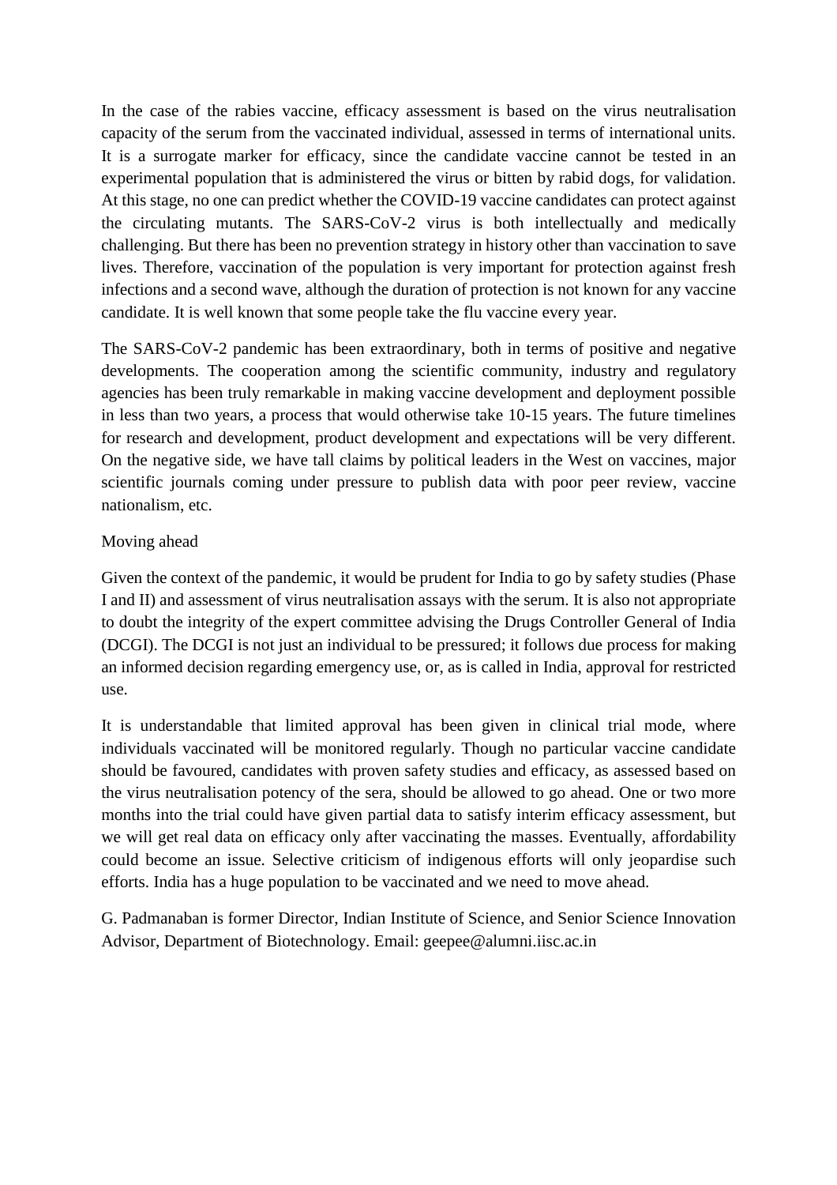In the case of the rabies vaccine, efficacy assessment is based on the virus neutralisation capacity of the serum from the vaccinated individual, assessed in terms of international units. It is a surrogate marker for efficacy, since the candidate vaccine cannot be tested in an experimental population that is administered the virus or bitten by rabid dogs, for validation. At this stage, no one can predict whether the COVID-19 vaccine candidates can protect against the circulating mutants. The SARS-CoV-2 virus is both intellectually and medically challenging. But there has been no prevention strategy in history other than vaccination to save lives. Therefore, vaccination of the population is very important for protection against fresh infections and a second wave, although the duration of protection is not known for any vaccine candidate. It is well known that some people take the flu vaccine every year.

The SARS-CoV-2 pandemic has been extraordinary, both in terms of positive and negative developments. The cooperation among the scientific community, industry and regulatory agencies has been truly remarkable in making vaccine development and deployment possible in less than two years, a process that would otherwise take 10-15 years. The future timelines for research and development, product development and expectations will be very different. On the negative side, we have tall claims by political leaders in the West on vaccines, major scientific journals coming under pressure to publish data with poor peer review, vaccine nationalism, etc.

## Moving ahead

Given the context of the pandemic, it would be prudent for India to go by safety studies (Phase I and II) and assessment of virus neutralisation assays with the serum. It is also not appropriate to doubt the integrity of the expert committee advising the Drugs Controller General of India (DCGI). The DCGI is not just an individual to be pressured; it follows due process for making an informed decision regarding emergency use, or, as is called in India, approval for restricted use.

It is understandable that limited approval has been given in clinical trial mode, where individuals vaccinated will be monitored regularly. Though no particular vaccine candidate should be favoured, candidates with proven safety studies and efficacy, as assessed based on the virus neutralisation potency of the sera, should be allowed to go ahead. One or two more months into the trial could have given partial data to satisfy interim efficacy assessment, but we will get real data on efficacy only after vaccinating the masses. Eventually, affordability could become an issue. Selective criticism of indigenous efforts will only jeopardise such efforts. India has a huge population to be vaccinated and we need to move ahead.

G. Padmanaban is former Director, Indian Institute of Science, and Senior Science Innovation Advisor, Department of Biotechnology. Email: geepee@alumni.iisc.ac.in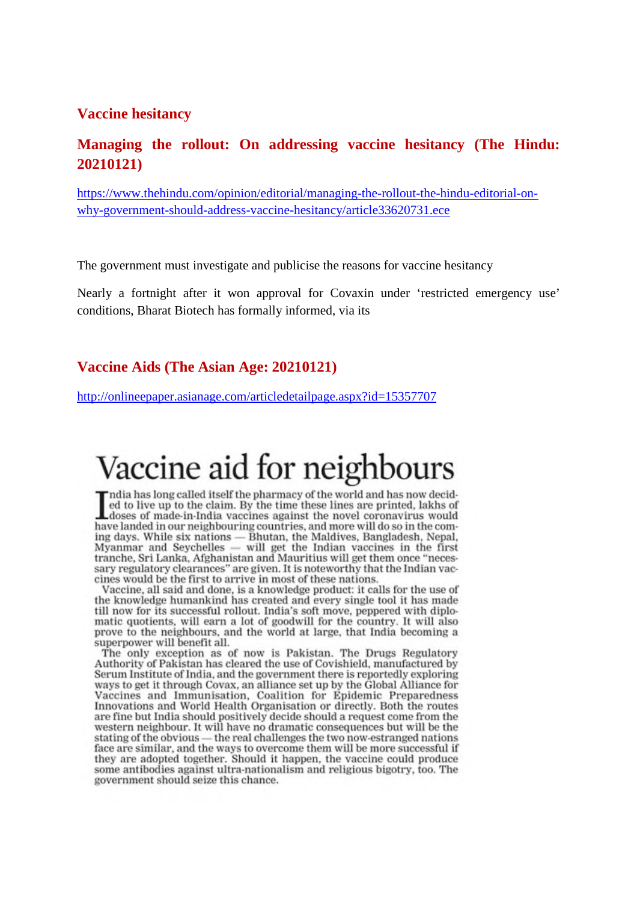## Vaccine hesitancy

## Managing the rollout: On addressing vaccine hesitancy (The Hindu: 20210121)

https://www.thehindu.com/opinion/editorial/managing-the-rollout-the-hindu-editorial-on-why-government-should-address-vaccine-hesitancy/article33620731.ece

The government must investigate and publicise the reasons for vaccine hesitancy

Nearly a fortnight after it won approval for Covaxin under 'restricted emergency use' conditions, Bharat Biotech has formally informed, via its

## Vaccine Aids (The Asian Age: 20210121)

http://onlineepaper.asianage.com/articledetailpage.aspx?id=15357707

# Vaccine aid for neighbours

India has long called itself the pharmacy of the world and has now decided to live up to the claim. By the time these lines are printed, lakhs of doses of made-in-India vaccines against the novel coronavirus would have landed in our neighbouring countries, and more will do so in the coming days. While six nations — Bhutan, the Maldives, Bangladesh, Nepal, Myanmar and Seychelles — will get the Indian vaccines in the first tranche, Sri Lanka, Afghanistan and Mauritius will get them once "necessary regulatory clearances" are given. It is noteworthy that the Indian vaccines would be the first to arrive in most of these nations.

Vaccine, all said and done, is a knowledge product: it calls for the use of the knowledge humankind has created and every single tool it has made till now for its successful rollout. India's soft move, peppered with diplomatic quotients, will earn a lot of goodwill for the country. It will also prove to the neighbours, and the world at large, that India becoming a superpower will benefit all.

The only exception as of now is Pakistan. The Drugs Regulatory Authority of Pakistan has cleared the use of Covishield, manufactured by Serum Institute of India, and the government there is reportedly exploring ways to get it through Covax, an alliance set up by the Global Alliance for Vaccines and Immunisation, Coalition for Epidemic Preparedness Innovations and World Health Organisation or directly. Both the routes are fine but India should positively decide should a request come from the western neighbour. It will have no dramatic consequences but will be the stating of the obvious — the real challenges the two now-estranged nations face are similar, and the ways to overcome them will be more successful if they are adopted together. Should it happen, the vaccine could produce some antibodies against ultra-nationalism and religious bigotry, too. The government should seize this chance.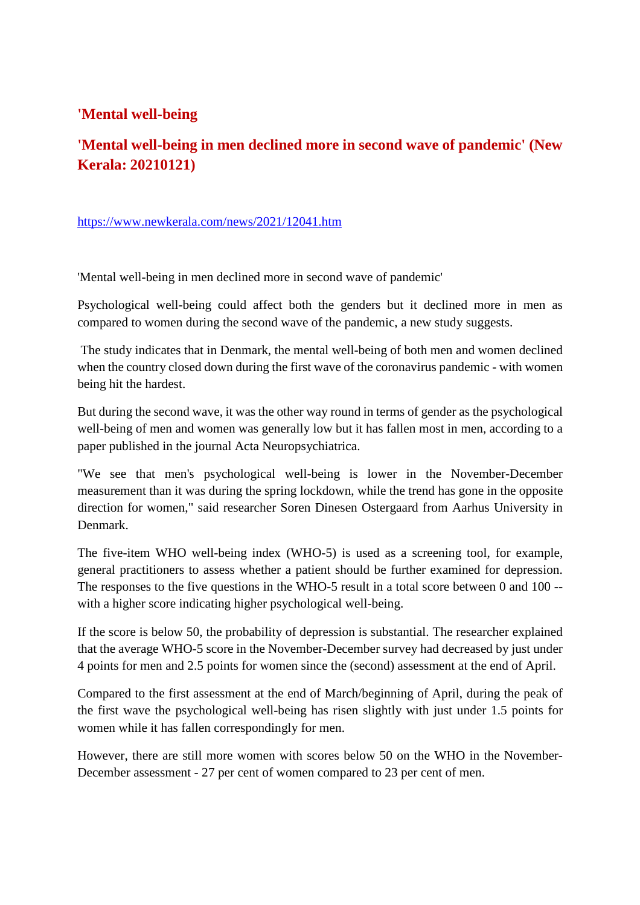## 'Mental well-being

## 'Mental well-being in men declined more in second wave of pandemic' (New Kerala: 20210121)

https://www.newkerala.com/news/2021/12041.htm

'Mental well-being in men declined more in second wave of pandemic'

Psychological well-being could affect both the genders but it declined more in men as compared to women during the second wave of the pandemic, a new study suggests.

The study indicates that in Denmark, the mental well-being of both men and women declined when the country closed down during the first wave of the coronavirus pandemic - with women being hit the hardest.

But during the second wave, it was the other way round in terms of gender as the psychological well-being of men and women was generally low but it has fallen most in men, according to a paper published in the journal Acta Neuropsychiatrica.

"We see that men's psychological well-being is lower in the November-December measurement than it was during the spring lockdown, while the trend has gone in the opposite direction for women," said researcher Soren Dinesen Ostergaard from Aarhus University in Denmark.

The five-item WHO well-being index (WHO-5) is used as a screening tool, for example, general practitioners to assess whether a patient should be further examined for depression. The responses to the five questions in the WHO-5 result in a total score between 0 and 100 -- with a higher score indicating higher psychological well-being.

If the score is below 50, the probability of depression is substantial. The researcher explained that the average WHO-5 score in the November-December survey had decreased by just under 4 points for men and 2.5 points for women since the (second) assessment at the end of April.

Compared to the first assessment at the end of March/beginning of April, during the peak of the first wave the psychological well-being has risen slightly with just under 1.5 points for women while it has fallen correspondingly for men.

However, there are still more women with scores below 50 on the WHO in the November-December assessment - 27 per cent of women compared to 23 per cent of men.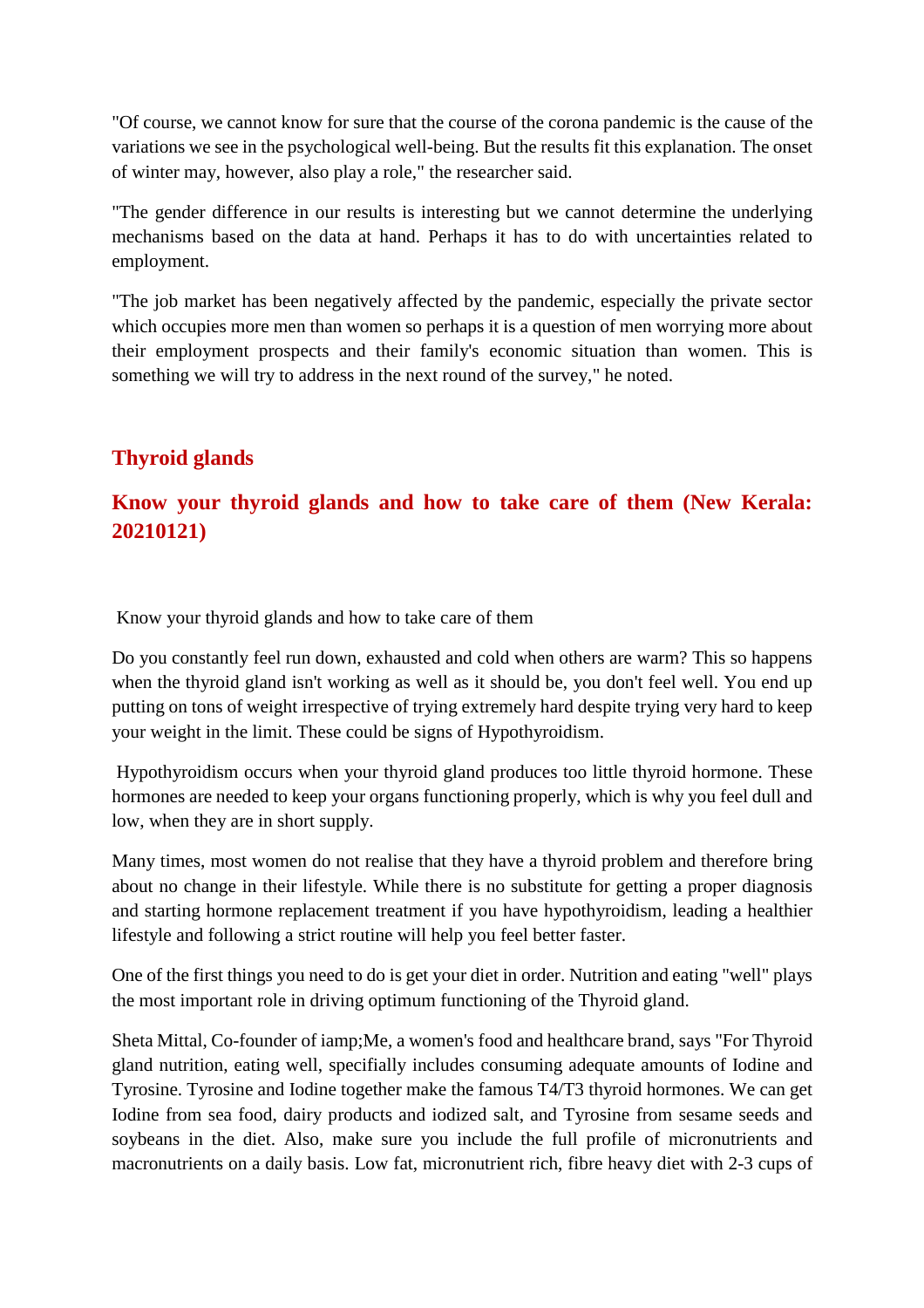"Of course, we cannot know for sure that the course of the corona pandemic is the cause of the variations we see in the psychological well-being. But the results fit this explanation. The onset of winter may, however, also play a role," the researcher said.

"The gender difference in our results is interesting but we cannot determine the underlying mechanisms based on the data at hand. Perhaps it has to do with uncertainties related to employment.

"The job market has been negatively affected by the pandemic, especially the private sector which occupies more men than women so perhaps it is a question of men worrying more about their employment prospects and their family's economic situation than women. This is something we will try to address in the next round of the survey," he noted.

## Thyroid glands

## Know your thyroid glands and how to take care of them (New Kerala: 20210121)

Know your thyroid glands and how to take care of them

Do you constantly feel run down, exhausted and cold when others are warm? This so happens when the thyroid gland isn't working as well as it should be, you don't feel well. You end up putting on tons of weight irrespective of trying extremely hard despite trying very hard to keep your weight in the limit. These could be signs of Hypothyroidism.

Hypothyroidism occurs when your thyroid gland produces too little thyroid hormone. These hormones are needed to keep your organs functioning properly, which is why you feel dull and low, when they are in short supply.

Many times, most women do not realise that they have a thyroid problem and therefore bring about no change in their lifestyle. While there is no substitute for getting a proper diagnosis and starting hormone replacement treatment if you have hypothyroidism, leading a healthier lifestyle and following a strict routine will help you feel better faster.

One of the first things you need to do is get your diet in order. Nutrition and eating "well" plays the most important role in driving optimum functioning of the Thyroid gland.

Sheta Mittal, Co-founder of iamp;Me, a women's food and healthcare brand, says "For Thyroid gland nutrition, eating well, specifially includes consuming adequate amounts of Iodine and Tyrosine. Tyrosine and Iodine together make the famous T4/T3 thyroid hormones. We can get Iodine from sea food, dairy products and iodized salt, and Tyrosine from sesame seeds and soybeans in the diet. Also, make sure you include the full profile of micronutrients and macronutrients on a daily basis. Low fat, micronutrient rich, fibre heavy diet with 2-3 cups of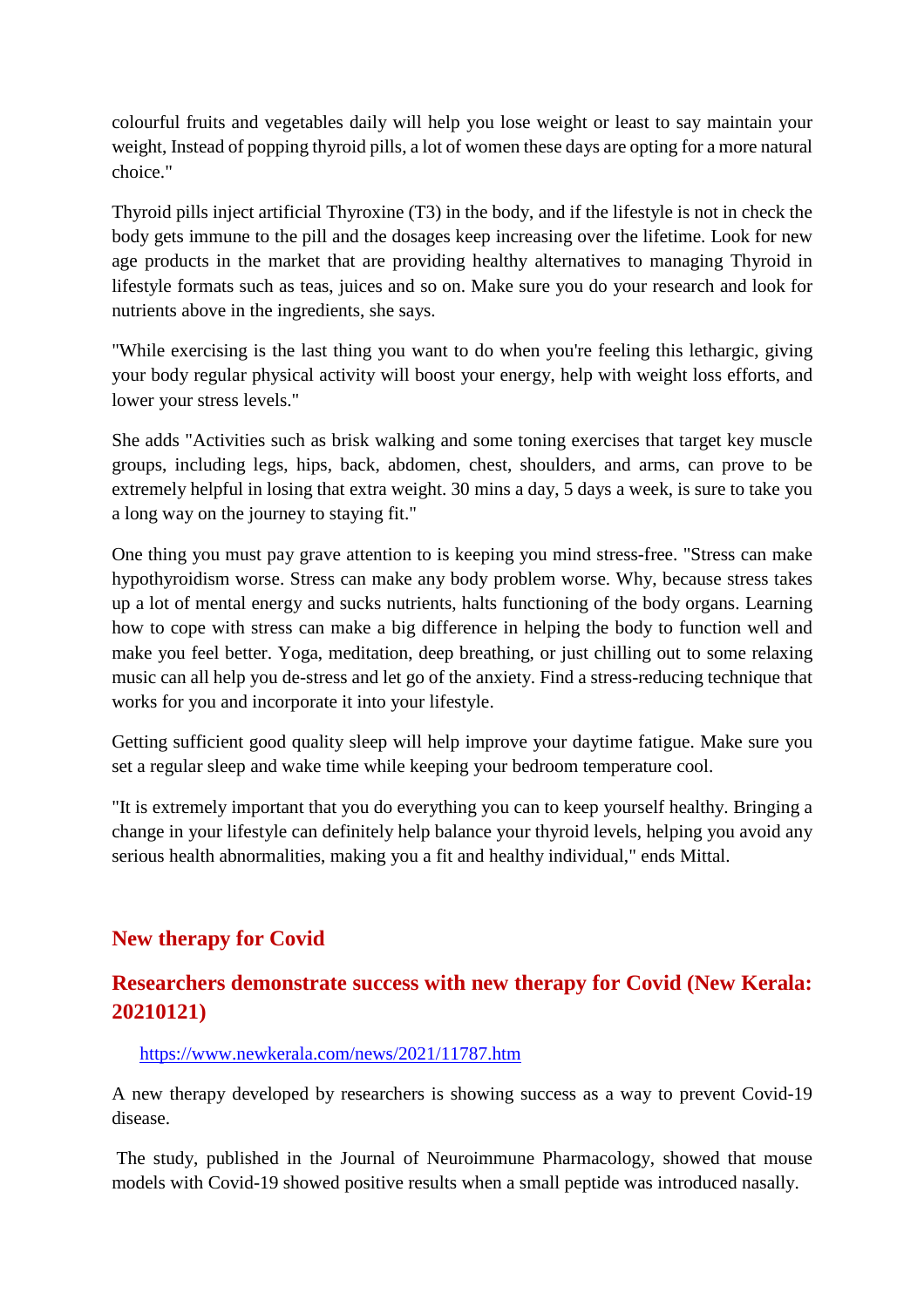colourful fruits and vegetables daily will help you lose weight or least to say maintain your weight, Instead of popping thyroid pills, a lot of women these days are opting for a more natural choice."

Thyroid pills inject artificial Thyroxine (T3) in the body, and if the lifestyle is not in check the body gets immune to the pill and the dosages keep increasing over the lifetime. Look for new age products in the market that are providing healthy alternatives to managing Thyroid in lifestyle formats such as teas, juices and so on. Make sure you do your research and look for nutrients above in the ingredients, she says.

"While exercising is the last thing you want to do when you're feeling this lethargic, giving your body regular physical activity will boost your energy, help with weight loss efforts, and lower your stress levels."

She adds "Activities such as brisk walking and some toning exercises that target key muscle groups, including legs, hips, back, abdomen, chest, shoulders, and arms, can prove to be extremely helpful in losing that extra weight. 30 mins a day, 5 days a week, is sure to take you a long way on the journey to staying fit."

One thing you must pay grave attention to is keeping you mind stress-free. "Stress can make hypothyroidism worse. Stress can make any body problem worse. Why, because stress takes up a lot of mental energy and sucks nutrients, halts functioning of the body organs. Learning how to cope with stress can make a big difference in helping the body to function well and make you feel better. Yoga, meditation, deep breathing, or just chilling out to some relaxing music can all help you de-stress and let go of the anxiety. Find a stress-reducing technique that works for you and incorporate it into your lifestyle.

Getting sufficient good quality sleep will help improve your daytime fatigue. Make sure you set a regular sleep and wake time while keeping your bedroom temperature cool.

"It is extremely important that you do everything you can to keep yourself healthy. Bringing a change in your lifestyle can definitely help balance your thyroid levels, helping you avoid any serious health abnormalities, making you a fit and healthy individual," ends Mittal.

## New therapy for Covid

## Researchers demonstrate success with new therapy for Covid (New Kerala: 20210121)

https://www.newkerala.com/news/2021/11787.htm

A new therapy developed by researchers is showing success as a way to prevent Covid-19 disease.

The study, published in the Journal of Neuroimmune Pharmacology, showed that mouse models with Covid-19 showed positive results when a small peptide was introduced nasally.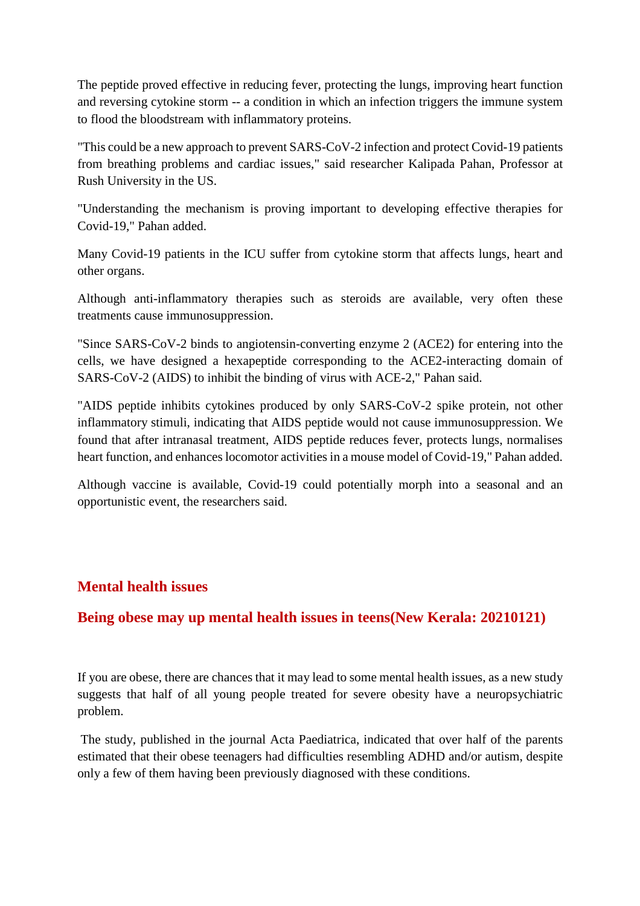The peptide proved effective in reducing fever, protecting the lungs, improving heart function and reversing cytokine storm -- a condition in which an infection triggers the immune system to flood the bloodstream with inflammatory proteins.

"This could be a new approach to prevent SARS-CoV-2 infection and protect Covid-19 patients from breathing problems and cardiac issues," said researcher Kalipada Pahan, Professor at Rush University in the US.

"Understanding the mechanism is proving important to developing effective therapies for Covid-19," Pahan added.

Many Covid-19 patients in the ICU suffer from cytokine storm that affects lungs, heart and other organs.

Although anti-inflammatory therapies such as steroids are available, very often these treatments cause immunosuppression.

"Since SARS-CoV-2 binds to angiotensin-converting enzyme 2 (ACE2) for entering into the cells, we have designed a hexapeptide corresponding to the ACE2-interacting domain of SARS-CoV-2 (AIDS) to inhibit the binding of virus with ACE-2," Pahan said.

"AIDS peptide inhibits cytokines produced by only SARS-CoV-2 spike protein, not other inflammatory stimuli, indicating that AIDS peptide would not cause immunosuppression. We found that after intranasal treatment, AIDS peptide reduces fever, protects lungs, normalises heart function, and enhances locomotor activities in a mouse model of Covid-19," Pahan added.

Although vaccine is available, Covid-19 could potentially morph into a seasonal and an opportunistic event, the researchers said.

## Mental health issues

### Being obese may up mental health issues in teens(New Kerala: 20210121)

If you are obese, there are chances that it may lead to some mental health issues, as a new study suggests that half of all young people treated for severe obesity have a neuropsychiatric problem.

The study, published in the journal Acta Paediatrica, indicated that over half of the parents estimated that their obese teenagers had difficulties resembling ADHD and/or autism, despite only a few of them having been previously diagnosed with these conditions.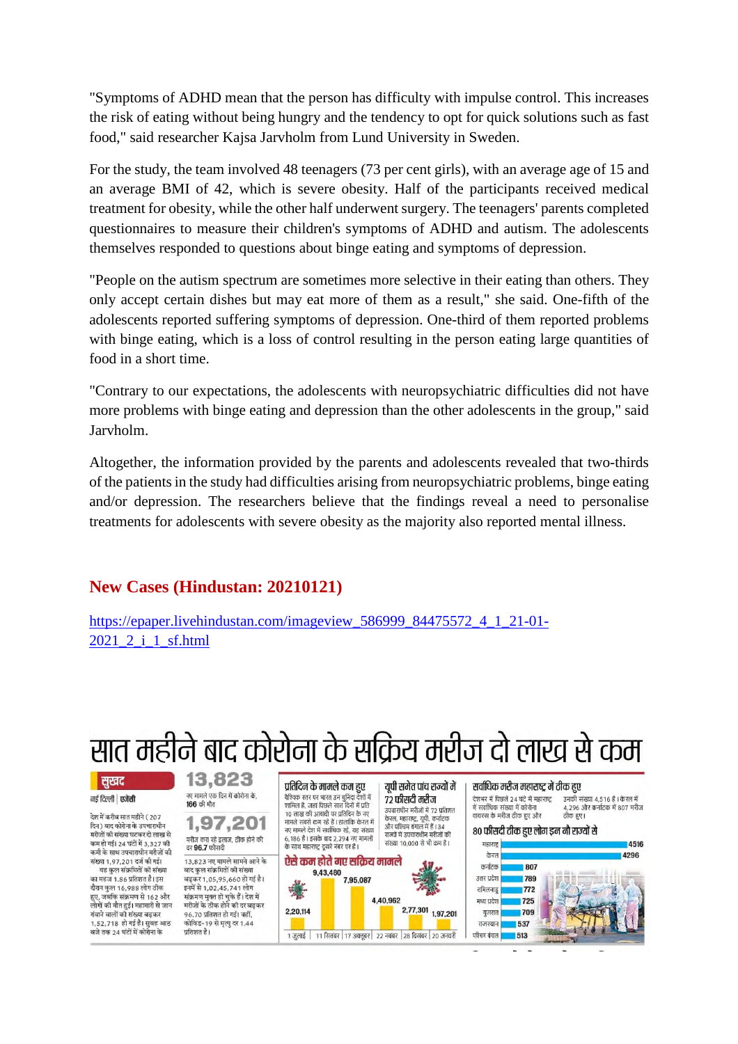"Symptoms of ADHD mean that the person has difficulty with impulse control. This increases the risk of eating without being hungry and the tendency to opt for quick solutions such as fast food," said researcher Kajsa Jarvholm from Lund University in Sweden.

For the study, the team involved 48 teenagers (73 per cent girls), with an average age of 15 and an average BMI of 42, which is severe obesity. Half of the participants received medical treatment for obesity, while the other half underwent surgery. The teenagers' parents completed questionnaires to measure their children's symptoms of ADHD and autism. The adolescents themselves responded to questions about binge eating and symptoms of depression.

"People on the autism spectrum are sometimes more selective in their eating than others. They only accept certain dishes but may eat more of them as a result," she said. One-fifth of the adolescents reported suffering symptoms of depression. One-third of them reported problems with binge eating, which is a loss of control resulting in the person eating large quantities of food in a short time.

"Contrary to our expectations, the adolescents with neuropsychiatric difficulties did not have more problems with binge eating and depression than the other adolescents in the group," said Jarvholm.

Altogether, the information provided by the parents and adolescents revealed that two-thirds of the patients in the study had difficulties arising from neuropsychiatric problems, binge eating and/or depression. The researchers believe that the findings reveal a need to personalise treatments for adolescents with severe obesity as the majority also reported mental illness.

## New Cases (Hindustan: 20210121)

https://epaper.livehindustan.com/imageview_586999_84475572_4_1_21-01-2021_2_i_1_sf.html

# सात महीने बाद कोरोना के सक्रिय मरीज दो लाख से कम

**सुखद**

नई दिल्ली | एजेंसी

देश में करीब सात महीने (207 दिन) बाद कोरोना के उपचाराधीन मरीजों की संख्या घटकर दो लाख से कम हो गई। 24 घंटों में 3,327 की कमी के साथ उपचाराधीन मरीजों की संख्या 1,97,201 दर्ज की गई। यह कुल संक्रमितों की संख्या का महज 1.86 प्रतिशत है। इस दौरान कुल 16,988 लोग ठीक हुए, जबकि संक्रमण से 162 और लोगों की मौत हुई। महामारी से जान गंवाने वालों की संख्या बढ़कर 1,52,718 हो गई है। सुबह आठ बजे तक 24 घंटों में कोरोना के

**13,823**
नए मामले एक दिन में कोरोना के, **166** की मौत

**1,97,201**
मरीज करा रहे इलाज, ठीक होने की दर **96.7** फीसदी

13,823 नए मामले सामने आने के बाद कुल संक्रमितों की संख्या बढ़कर 1,05,95,660 हो गई है। इनमें से 1,02,45,741 लोग संक्रमण मुक्त हो चुके हैं। देश में मरीजों के ठीक होने की दर बढ़कर 96.70 प्रतिशत हो गई है। वहीं, कोविड-19 से मृत्यु दर 1.44 प्रतिशत है।

**प्रतिदिन के मामले कम हुए**

वैश्विक स्तर पर भारत उन चुनिंदा देशों में शामिल है, जहां पिछले सात दिनों में प्रति 10 लाख की आबादी पर प्रतिदिन के नए मामले सबसे कम रहे हैं। हालांकि केरल में नए मामले देश में सर्वाधिक रहे, यह संख्या 6,186 है। इसके बाद 2,294 नए मामलों के साथ महाराष्ट्र दूसरे नंबर पर है।

**यूपी समेत पांच राज्यों में 72 फीसदी मरीज**

उपचाराधीन मरीजों में 72 प्रतिशत केरल, महाराष्ट्र, यूपी, कर्नाटक और पश्चिम बंगाल में हैं। 34 राज्यों में उपचाराधीन मरीजों की संख्या 10,000 से भी कम है।

**ऐसे कम होते गए सक्रिय मामले**

| तारीख | सक्रिय मामले |
|---|---|
| 1 जुलाई | 2,20,114 |
| 11 सितंबर | 9,43,480 |
| 17 अक्तूबर | 7,95,087 |
| 22 नवंबर | 4,40,962 |
| 28 दिसंबर | 2,77,301 |
| 20 जनवरी | 1,97,201 |

**सर्वाधिक मरीज महाराष्ट्र में ठीक हुए**

देशभर में पिछले 24 घंटे में महाराष्ट्र में सर्वाधिक संख्या में कोरोना वायरस के मरीज ठीक हुए और उनकी संख्या 4,516 है। केरल में 4,296 और कर्नाटक में 807 मरीज ठीक हुए।

**80 फीसदी ठीक हुए लोग इन नौ राज्यों से**

| राज्य | ठीक हुए |
|---|---|
| महाराष्ट्र | 4516 |
| केरल | 4296 |
| कर्नाटक | 807 |
| उत्तर प्रदेश | 789 |
| तमिलनाडु | 772 |
| मध्य प्रदेश | 725 |
| गुजरात | 709 |
| राजस्थान | 537 |
| पश्चिम बंगाल | 513 |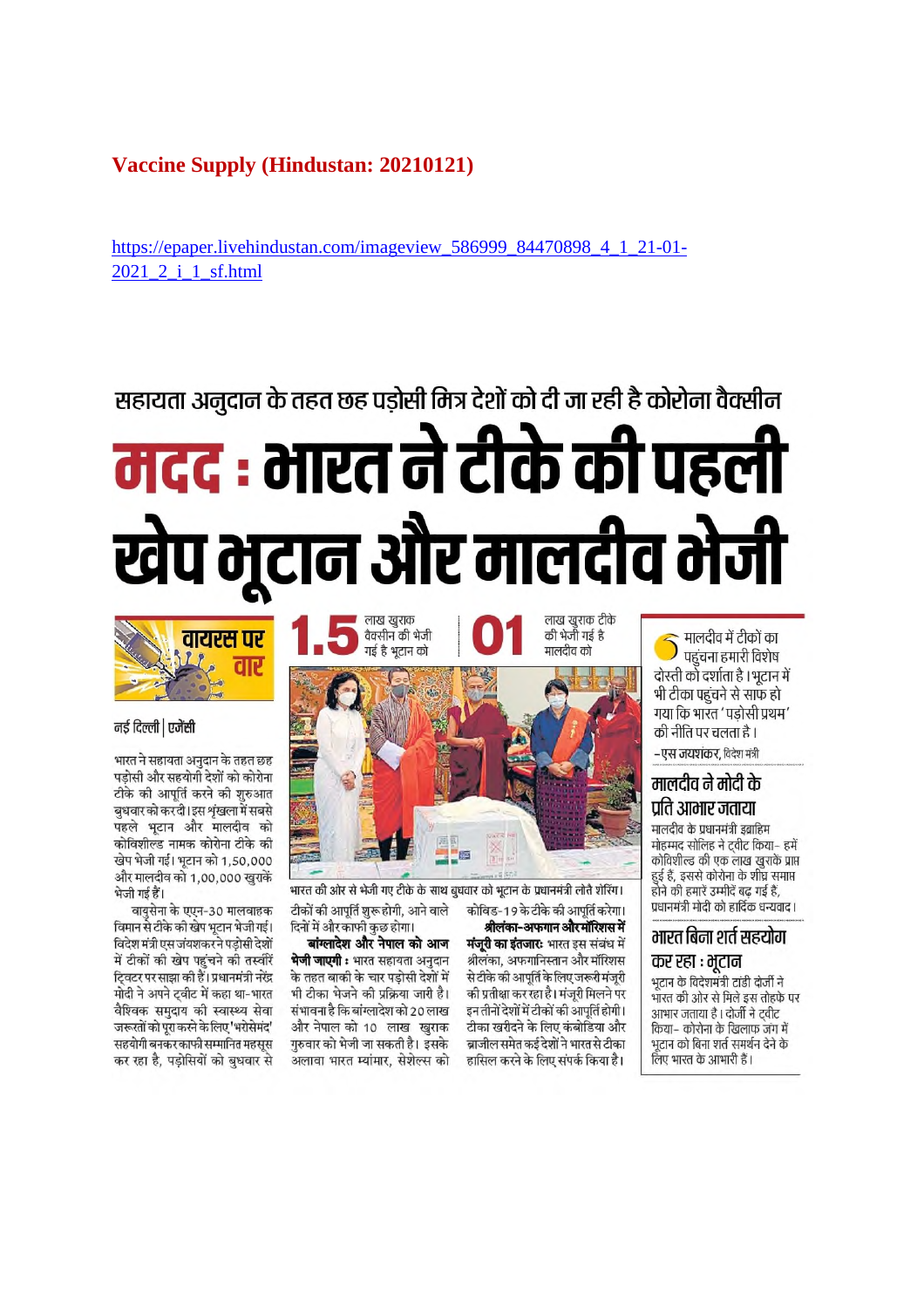**Vaccine Supply (Hindustan: 20210121)**

https://epaper.livehindustan.com/imageview_586999_84470898_4_1_21-01-2021_2_i_1_sf.html

सहायता अनुदान के तहत छह पड़ोसी मित्र देशों को दी जा रही है कोरोना वैक्सीन

# मदद : भारत ने टीके की पहली खेप भूटान और मालदीव भेजी

वायरस पर वार

**1.5** लाख खुराक वैक्सीन की भेजी गई है भूटान को

**01** लाख खुराक टीके की भेजी गई है मालदीव को

नई दिल्ली | एजेंसी

भारत ने सहायता अनुदान के तहत छह पड़ोसी और सहयोगी देशों को कोरोना टीके की आपूर्ति करने की शुरुआत बुधवार को कर दी। इस शृंखला में सबसे पहले भूटान और मालदीव को कोविशील्ड नामक कोरोना टीके की खेप भेजी गई। भूटान को 1,50,000 और मालदीव को 1,00,000 खुराकें भेजी गई हैं।

वायुसेना के एएन-30 मालवाहक विमान से टीके की खेप भूटान भेजी गई। विदेश मंत्री एस जयशंकर ने पड़ोसी देशों में टीकों की खेप पहुंचने की तस्वीरें ट्विटर पर साझा की है। प्रधानमंत्री नरेंद्र मोदी ने अपने ट्वीट में कहा था- भारत वैश्विक समुदाय की स्वास्थ्य सेवा जरूरतों को पूरा करने के लिए 'भरोसेमंद' सहयोगी बनकर काफी सम्मानित महसूस कर रहा है, पड़ोसियों को बुधवार से टीकों की आपूर्ति शुरू होगी, आने वाले दिनों में और काफी कुछ होगा।

भारत की ओर से भेजी गए टीके के साथ बुधवार को भूटान के प्रधानमंत्री लोतै शेरिंग।

**बांग्लादेश और नेपाल को आज भेजी जाएगी :** भारत सहायता अनुदान के तहत बाकी के चार पड़ोसी देशों में भी टीका भेजने की प्रक्रिया जारी है। संभावना है कि बांग्लादेश को 20 लाख और नेपाल को 10 लाख खुराक गुरुवार को भेजी जा सकती है। इसके अलावा भारत म्यांमार, सेशेल्स को कोविड-19 के टीके की आपूर्ति करेगा।

**श्रीलंका-अफगान और मॉरिशस में मंजूरी का इंतजार:** भारत इस संबंध में श्रीलंका, अफगानिस्तान और मॉरिशस से टीके की आपूर्ति के लिए जरूरी मंजूरी की प्रतीक्षा कर रहा है। मंजूरी मिलने पर इन तीनों देशों में टीकों की आपूर्ति होगी। टीका खरीदने के लिए कंबोडिया और ब्राजील समेत कई देशों ने भारत से टीका हासिल करने के लिए संपर्क किया है।

> मालदीव में टीकों का पहुंचना हमारी विशेष दोस्ती को दर्शाता है। भूटान में भी टीका पहुंचने से साफ हो गया कि भारत 'पड़ोसी प्रथम' की नीति पर चलता है।
>
> -एस जयशंकर, विदेश मंत्री

### मालदीव ने मोदी के प्रति आभार जताया

मालदीव के प्रधानमंत्री इब्राहिम मोहम्मद सोलिह ने ट्वीट किया- हमें कोविशील्ड की एक लाख खुराकें प्राप्त हुई हैं, इससे कोरोना के शीघ्र समाप्त होने की हमारी उम्मीदें बढ़ गई हैं, प्रधानमंत्री मोदी को हार्दिक धन्यवाद।

### भारत बिना शर्त सहयोग कर रहा : भूटान

भूटान के विदेशमंत्री टांडी दोर्जी ने भारत की ओर से मिले इस तोहफे पर आभार जताया है। दोर्जी ने ट्वीट किया- कोरोना के खिलाफ जंग में भूटान को बिना शर्त समर्थन देने के लिए भारत के आभारी हैं।